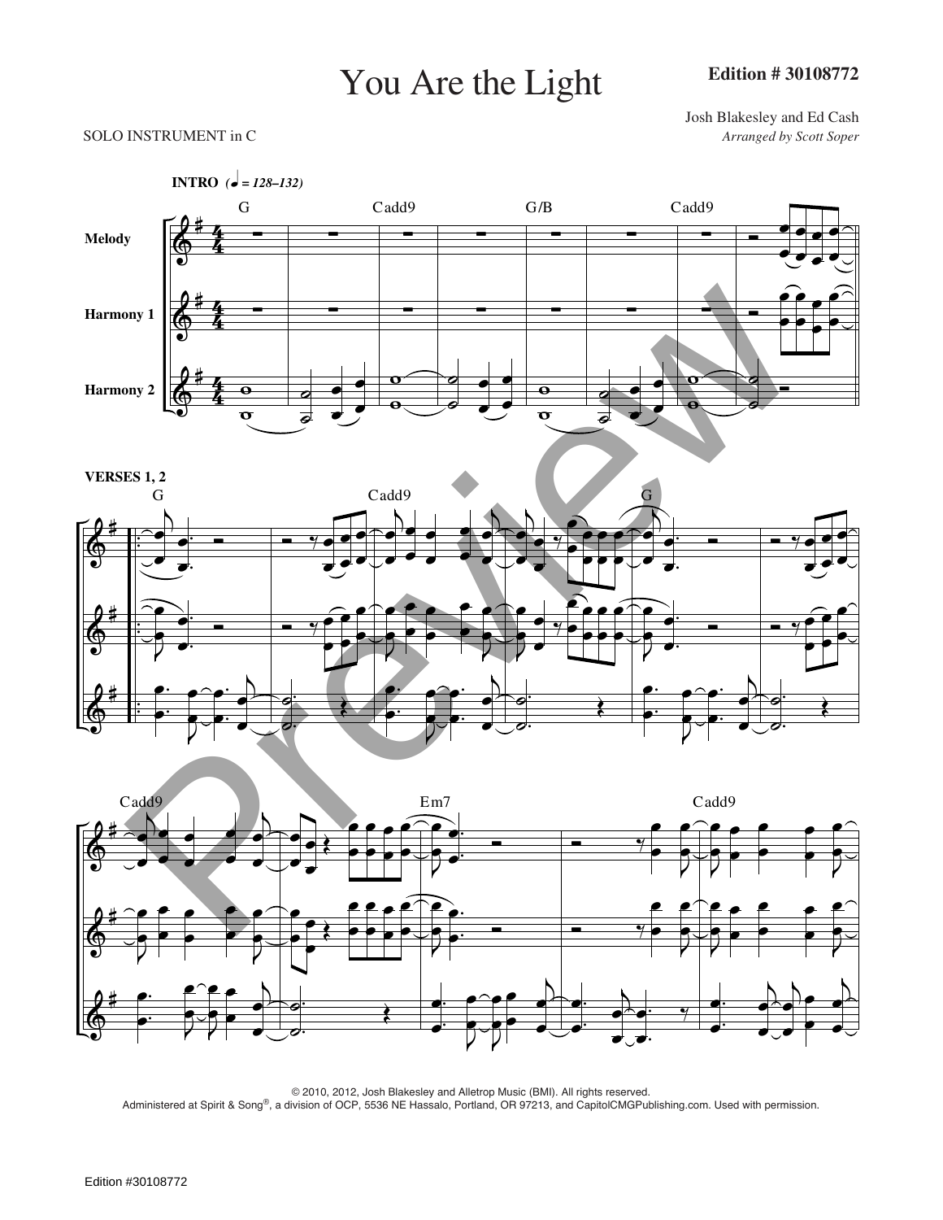# You Are the Light

**Edition # 30108772**

Josh Blakesley and Ed Cash
*Arranged by Scott Soper*

SOLO INSTRUMENT in C

**INTRO** *(♩ = 128–132)*

G — Cadd9 — G/B — Cadd9

Melody
Harmony 1
Harmony 2

**VERSES 1, 2**

G — Cadd9 — G

Cadd9 — Em7 — Cadd9

© 2010, 2012, Josh Blakesley and Alletrop Music (BMI). All rights reserved.
Administered at Spirit & Song®, a division of OCP, 5536 NE Hassalo, Portland, OR 97213, and CapitolCMGPublishing.com. Used with permission.

Edition #30108772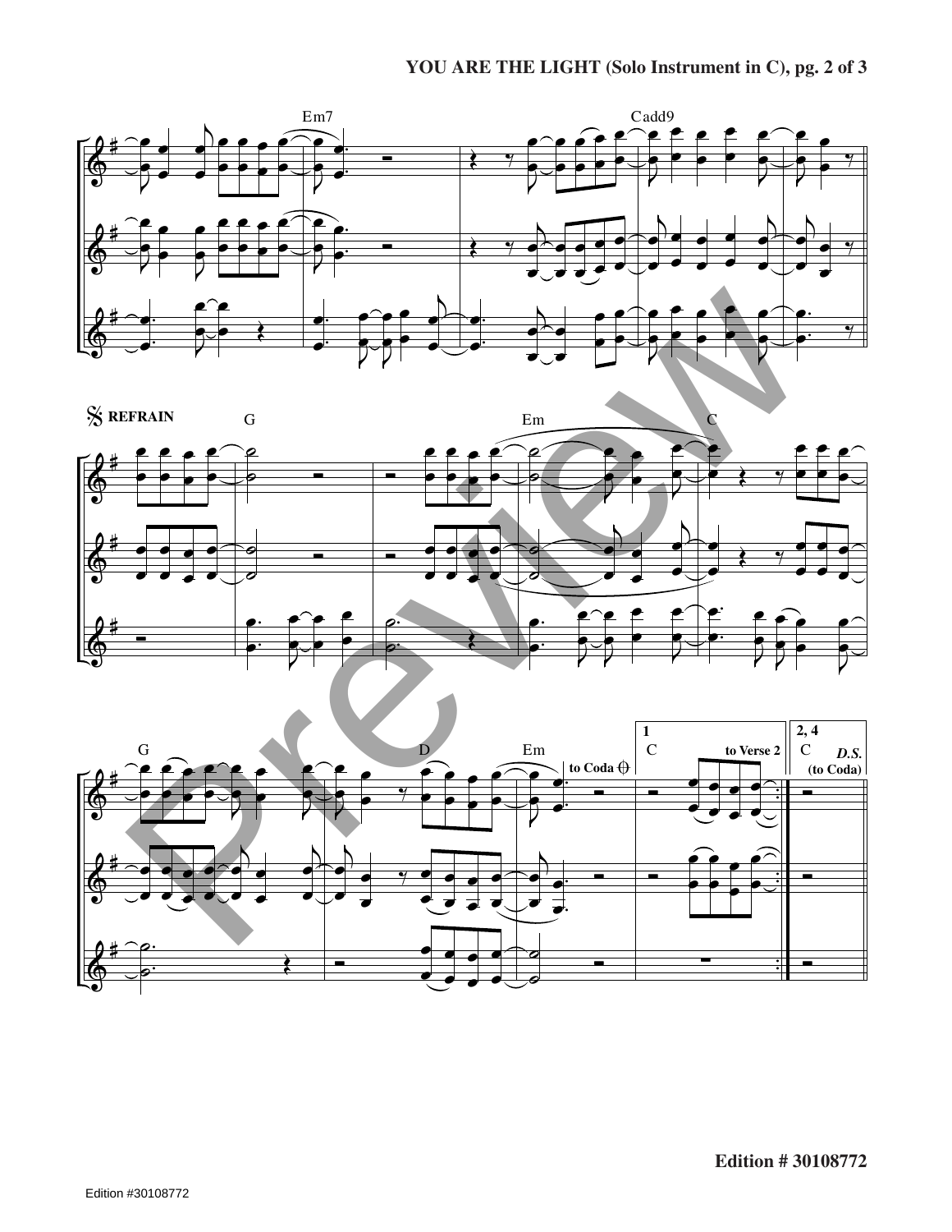Em7

Cadd9

𝄋 **REFRAIN**

G

Em

C

G

D

Em

to Coda 𝄌

1

C

to Verse 2

2, 4

C

*D.S.*
(to Coda)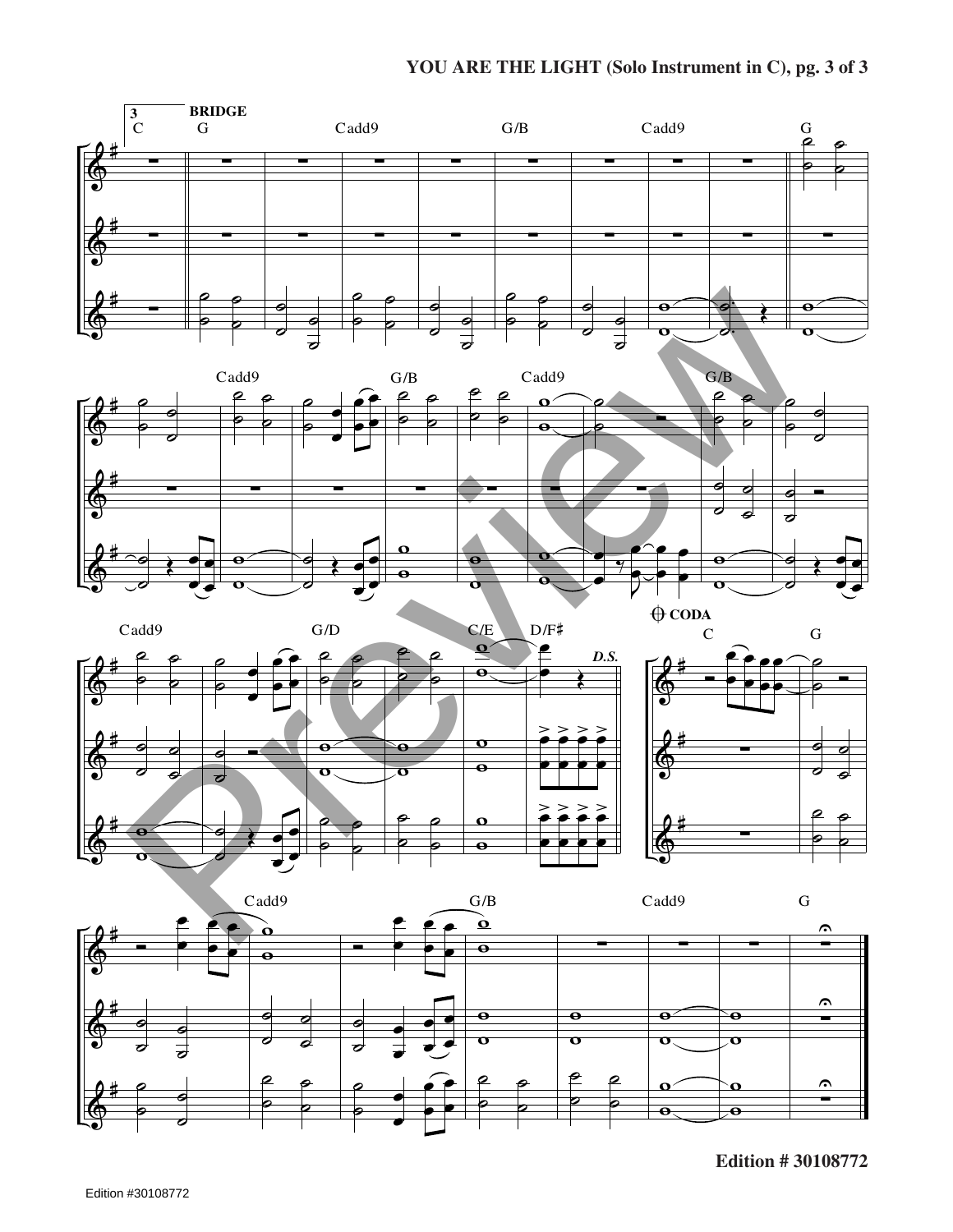3

BRIDGE

C G Cadd9 G/B Cadd9 G

Cadd9 G/B Cadd9 G/B

Cadd9 G/D C/E D/F♯

*D.S.*

CODA

C G

Cadd9 G/B Cadd9 G

Edition # 30108772

Edition #30108772